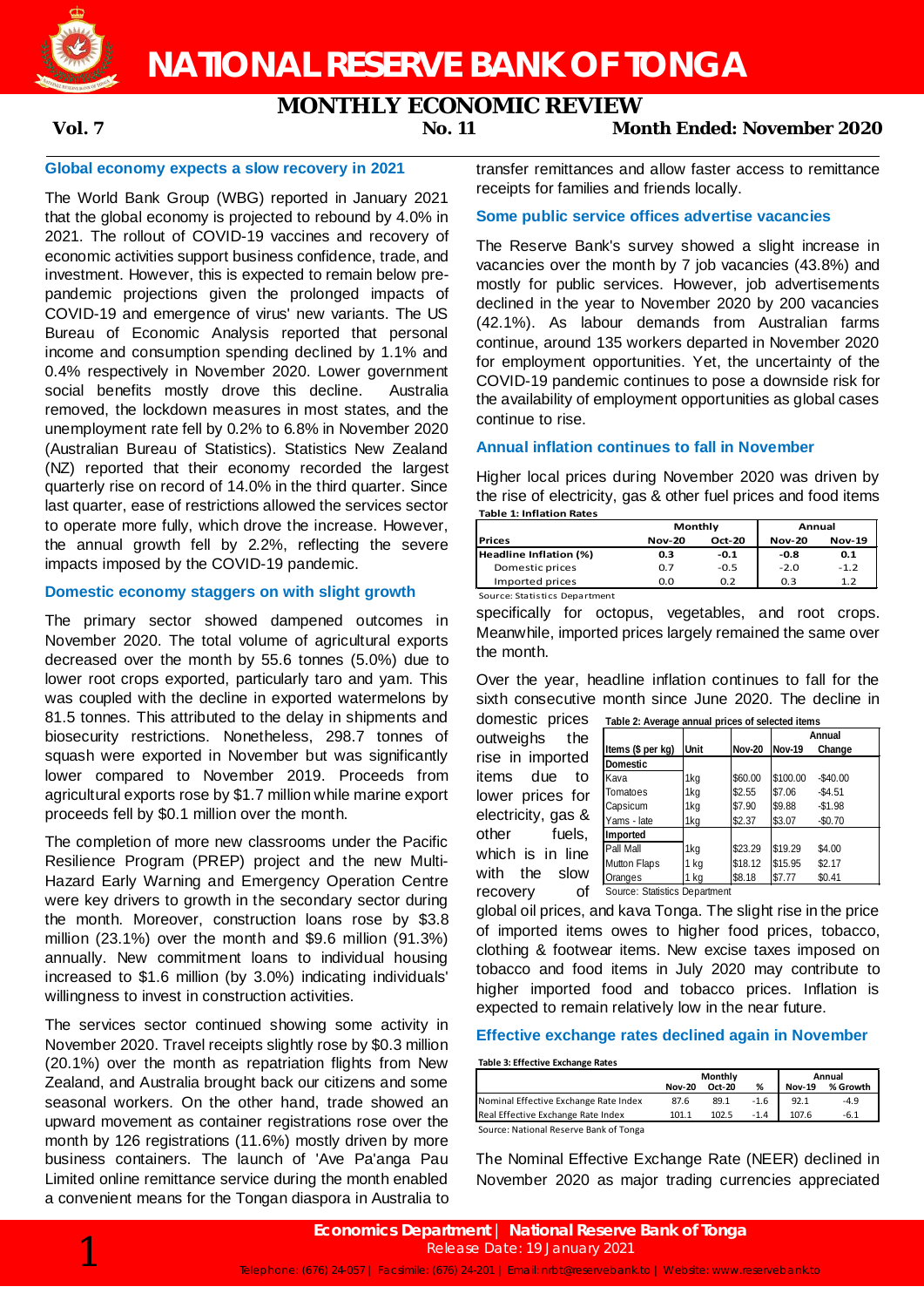# NATIONAL RESERVE BANK OF TONGA

## MONTHLY ECONOMIC REVIEW

**Vol. 7** **No. 11** **Month Ended: November 2020**

### Global economy expects a slow recovery in 2021

The World Bank Group (WBG) reported in January 2021 that the global economy is projected to rebound by 4.0% in 2021. The rollout of COVID-19 vaccines and recovery of economic activities support business confidence, trade, and investment. However, this is expected to remain below pre-pandemic projections given the prolonged impacts of COVID-19 and emergence of virus' new variants. The US Bureau of Economic Analysis reported that personal income and consumption spending declined by 1.1% and 0.4% respectively in November 2020. Lower government social benefits mostly drove this decline. Australia removed, the lockdown measures in most states, and the unemployment rate fell by 0.2% to 6.8% in November 2020 (Australian Bureau of Statistics). Statistics New Zealand (NZ) reported that their economy recorded the largest quarterly rise on record of 14.0% in the third quarter. Since last quarter, ease of restrictions allowed the services sector to operate more fully, which drove the increase. However, the annual growth fell by 2.2%, reflecting the severe impacts imposed by the COVID-19 pandemic.

### Domestic economy staggers on with slight growth

The primary sector showed dampened outcomes in November 2020. The total volume of agricultural exports decreased over the month by 55.6 tonnes (5.0%) due to lower root crops exported, particularly taro and yam. This was coupled with the decline in exported watermelons by 81.5 tonnes. This attributed to the delay in shipments and biosecurity restrictions. Nonetheless, 298.7 tonnes of squash were exported in November but was significantly lower compared to November 2019. Proceeds from agricultural exports rose by $1.7 million while marine export proceeds fell by $0.1 million over the month.

The completion of more new classrooms under the Pacific Resilience Program (PREP) project and the new Multi-Hazard Early Warning and Emergency Operation Centre were key drivers to growth in the secondary sector during the month. Moreover, construction loans rose by $3.8 million (23.1%) over the month and $9.6 million (91.3%) annually. New commitment loans to individual housing increased to $1.6 million (by 3.0%) indicating individuals' willingness to invest in construction activities.

The services sector continued showing some activity in November 2020. Travel receipts slightly rose by $0.3 million (20.1%) over the month as repatriation flights from New Zealand, and Australia brought back our citizens and some seasonal workers. On the other hand, trade showed an upward movement as container registrations rose over the month by 126 registrations (11.6%) mostly driven by more business containers. The launch of 'Ave Pa'anga Pau Limited online remittance service during the month enabled a convenient means for the Tongan diaspora in Australia to transfer remittances and allow faster access to remittance receipts for families and friends locally.

### Some public service offices advertise vacancies

The Reserve Bank's survey showed a slight increase in vacancies over the month by 7 job vacancies (43.8%) and mostly for public services. However, job advertisements declined in the year to November 2020 by 200 vacancies (42.1%). As labour demands from Australian farms continue, around 135 workers departed in November 2020 for employment opportunities. Yet, the uncertainty of the COVID-19 pandemic continues to pose a downside risk for the availability of employment opportunities as global cases continue to rise.

### Annual inflation continues to fall in November

Higher local prices during November 2020 was driven by the rise of electricity, gas & other fuel prices and food items specifically for octopus, vegetables, and root crops. Meanwhile, imported prices largely remained the same over the month.

**Table 1: Inflation Rates**

| | Monthly | | Annual | |
|---|---|---|---|---|
| **Prices** | **Nov-20** | **Oct-20** | **Nov-20** | **Nov-19** |
| **Headline Inflation (%)** | **0.3** | **-0.1** | **-0.8** | **0.1** |
| Domestic prices | 0.7 | -0.5 | -2.0 | -1.2 |
| Imported prices | 0.0 | 0.2 | 0.3 | 1.2 |

Source: Statistics Department

Over the year, headline inflation continues to fall for the sixth consecutive month since June 2020. The decline in domestic prices outweighs the rise in imported items due to lower prices for electricity, gas & other fuels, which is in line with the slow recovery of global oil prices, and kava Tonga. The slight rise in the price of imported items owes to higher food prices, tobacco, clothing & footwear items. New excise taxes imposed on tobacco and food items in July 2020 may contribute to higher imported food and tobacco prices. Inflation is expected to remain relatively low in the near future.

**Table 2: Average annual prices of selected items**

| | | | Annual | |
|---|---|---|---|---|
| **Items ($ per kg)** | **Unit** | **Nov-20** | **Nov-19** | **Change** |
| **Domestic** | | | | |
| Kava | 1kg | $60.00 | $100.00 | -$40.00 |
| Tomatoes | 1kg | $2.55 | $7.06 | -$4.51 |
| Capsicum | 1kg | $7.90 | $9.88 | -$1.98 |
| Yams - late | 1kg | $2.37 | $3.07 | -$0.70 |
| **Imported** | | | | |
| Pall Mall | 1kg | $23.29 | $19.29 | $4.00 |
| Mutton Flaps | 1 kg | $18.12 | $15.95 | $2.17 |
| Oranges | 1 kg | $8.18 | $7.77 | $0.41 |

Source: Statistics Department

### Effective exchange rates declined again in November

**Table 3: Effective Exchange Rates**

| | Monthly | | | Annual | |
|---|---|---|---|---|---|
| | **Nov-20** | **Oct-20** | **%** | **Nov-19** | **% Growth** |
| Nominal Effective Exchange Rate Index | 87.6 | 89.1 | -1.6 | 92.1 | -4.9 |
| Real Effective Exchange Rate Index | 101.1 | 102.5 | -1.4 | 107.6 | -6.1 |

Source: National Reserve Bank of Tonga

The Nominal Effective Exchange Rate (NEER) declined in November 2020 as major trading currencies appreciated

**Economics Department | National Reserve Bank of Tonga**
Release Date: 19 January 2021
Telephone: (676) 24-057 | Facsimile: (676) 24-201 | Email: nrbt@reservebank.to | Website: www.reservebank.to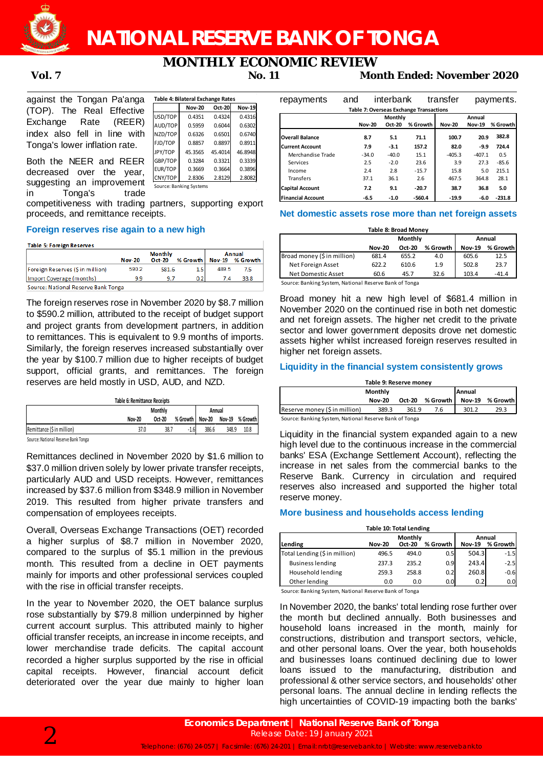against the Tongan Pa'anga (TOP). The Real Effective Exchange Rate (REER) index also fell in line with Tonga's lower inflation rate.

**Table 4: Bilateral Exchange Rates**

| | Nov-20 | Oct-20 | Nov-19 |
|---|---|---|---|
| USD/TOP | 0.4351 | 0.4324 | 0.4316 |
| AUD/TOP | 0.5959 | 0.6044 | 0.6302 |
| NZD/TOP | 0.6326 | 0.6501 | 0.6740 |
| FJD/TOP | 0.8857 | 0.8897 | 0.8911 |
| JPY/TOP | 45.3565 | 45.4014 | 46.8948 |
| GBP/TOP | 0.3284 | 0.3321 | 0.3339 |
| EUR/TOP | 0.3669 | 0.3664 | 0.3896 |
| CNY/TOP | 2.8306 | 2.8129 | 2.8082 |

Source: Banking Systems

Both the NEER and REER decreased over the year, suggesting an improvement in Tonga's trade competitiveness with trading partners, supporting export proceeds, and remittance receipts.

## Foreign reserves rise again to a new high

**Table 5: Foreign Reserves**

| | Monthly | | | Annual | |
|---|---|---|---|---|---|
| | Nov-20 | Oct-20 | % Growth | Nov-19 | % Growth |
| Foreign Reserves ($ in million) | 590.2 | 581.6 | 1.5 | 489.5 | 7.5 |
| Import Coverage (months) | 9.9 | 9.7 | 0.2 | 7.4 | 33.8 |

Source: National Reserve Bank Tonga

The foreign reserves rose in November 2020 by $8.7 million to $590.2 million, attributed to the receipt of budget support and project grants from development partners, in addition to remittances. This is equivalent to 9.9 months of imports. Similarly, the foreign reserves increased substantially over the year by $100.7 million due to higher receipts of budget support, official grants, and remittances. The foreign reserves are held mostly in USD, AUD, and NZD.

**Table 6: Remittance Receipts**

| | Monthly | | | Annual | | |
|---|---|---|---|---|---|---|
| | Nov-20 | Oct-20 | % Growth | Nov-20 | Nov-19 | % Growth |
| Remittance ($ in million) | 37.0 | 38.7 | -1.6 | 386.6 | 348.9 | 10.8 |

Source: National Reserve Bank Tonga

Remittances declined in November 2020 by $1.6 million to $37.0 million driven solely by lower private transfer receipts, particularly AUD and USD receipts. However, remittances increased by $37.6 million from $348.9 million in November 2019. This resulted from higher private transfers and compensation of employees receipts.

Overall, Overseas Exchange Transactions (OET) recorded a higher surplus of $8.7 million in November 2020, compared to the surplus of $5.1 million in the previous month. This resulted from a decline in OET payments mainly for imports and other professional services coupled with the rise in official transfer receipts.

In the year to November 2020, the OET balance surplus rose substantially by $79.8 million underpinned by higher current account surplus. This attributed mainly to higher official transfer receipts, an increase in income receipts, and lower merchandise trade deficits. The capital account recorded a higher surplus supported by the rise in official capital receipts. However, financial account deficit deteriorated over the year due mainly to higher loan repayments and interbank transfer payments.

**Table 7: Overseas Exchange Transactions**

| | Monthly | | | Annual | | |
|---|---|---|---|---|---|---|
| | Nov-20 | Oct-20 | % Growth | Nov-20 | Nov-19 | % Growth |
| **Overall Balance** | 8.7 | 5.1 | 71.1 | 100.7 | 20.9 | 382.8 |
| **Current Account** | 7.9 | -3.1 | 157.2 | 82.0 | -9.9 | 724.4 |
| Merchandise Trade | -34.0 | -40.0 | 15.1 | -405.3 | -407.1 | 0.5 |
| Services | 2.5 | -2.0 | 23.6 | 3.9 | 27.3 | -85.6 |
| Income | 2.4 | 2.8 | -15.7 | 15.8 | 5.0 | 215.1 |
| Transfers | 37.1 | 36.1 | 2.6 | 467.5 | 364.8 | 28.1 |
| **Capital Account** | 7.2 | 9.1 | -20.7 | 38.7 | 36.8 | 5.0 |
| **Financial Account** | -6.5 | -1.0 | -560.4 | -19.9 | -6.0 | -231.8 |

## Net domestic assets rose more than net foreign assets

**Table 8: Broad Money**

| | Monthly | | | Annual | |
|---|---|---|---|---|---|
| | Nov-20 | Oct-20 | % Growth | Nov-19 | % Growth |
| Broad money ($ in million) | 681.4 | 655.2 | 4.0 | 605.6 | 12.5 |
| Net Foreign Asset | 622.2 | 610.6 | 1.9 | 502.8 | 23.7 |
| Net Domestic Asset | 60.6 | 45.7 | 32.6 | 103.4 | -41.4 |

Source: Banking System, National Reserve Bank of Tonga

Broad money hit a new high level of $681.4 million in November 2020 on the continued rise in both net domestic and net foreign assets. The higher net credit to the private sector and lower government deposits drove net domestic assets higher whilst increased foreign reserves resulted in higher net foreign assets.

## Liquidity in the financial system consistently grows

**Table 9: Reserve money**

| | Monthly | | | Annual | |
|---|---|---|---|---|---|
| | Nov-20 | Oct-20 | % Growth | Nov-19 | % Growth |
| Reserve money ($ in million) | 389.3 | 361.9 | 7.6 | 301.2 | 29.3 |

Source: Banking System, National Reserve Bank of Tonga

Liquidity in the financial system expanded again to a new high level due to the continuous increase in the commercial banks' ESA (Exchange Settlement Account), reflecting the increase in net sales from the commercial banks to the Reserve Bank. Currency in circulation and required reserves also increased and supported the higher total reserve money.

## More business and households access lending

**Table 10: Total Lending**

| | Monthly | | | Annual | |
|---|---|---|---|---|---|
| Lending | Nov-20 | Oct-20 | % Growth | Nov-19 | % Growth |
| Total Lending ($ in million) | 496.5 | 494.0 | 0.5 | 504.3 | -1.5 |
| Business lending | 237.3 | 235.2 | 0.9 | 243.4 | -2.5 |
| Household lending | 259.3 | 258.8 | 0.2 | 260.8 | -0.6 |
| Other lending | 0.0 | 0.0 | 0.0 | 0.2 | 0.0 |

Source: Banking System, National Reserve Bank of Tonga

In November 2020, the banks' total lending rose further over the month but declined annually. Both businesses and household loans increased in the month, mainly for constructions, distribution and transport sectors, vehicle, and other personal loans. Over the year, both households and businesses loans continued declining due to lower loans issued to the manufacturing, distribution and professional & other service sectors, and households' other personal loans. The annual decline in lending reflects the high uncertainties of COVID-19 impacting both the banks'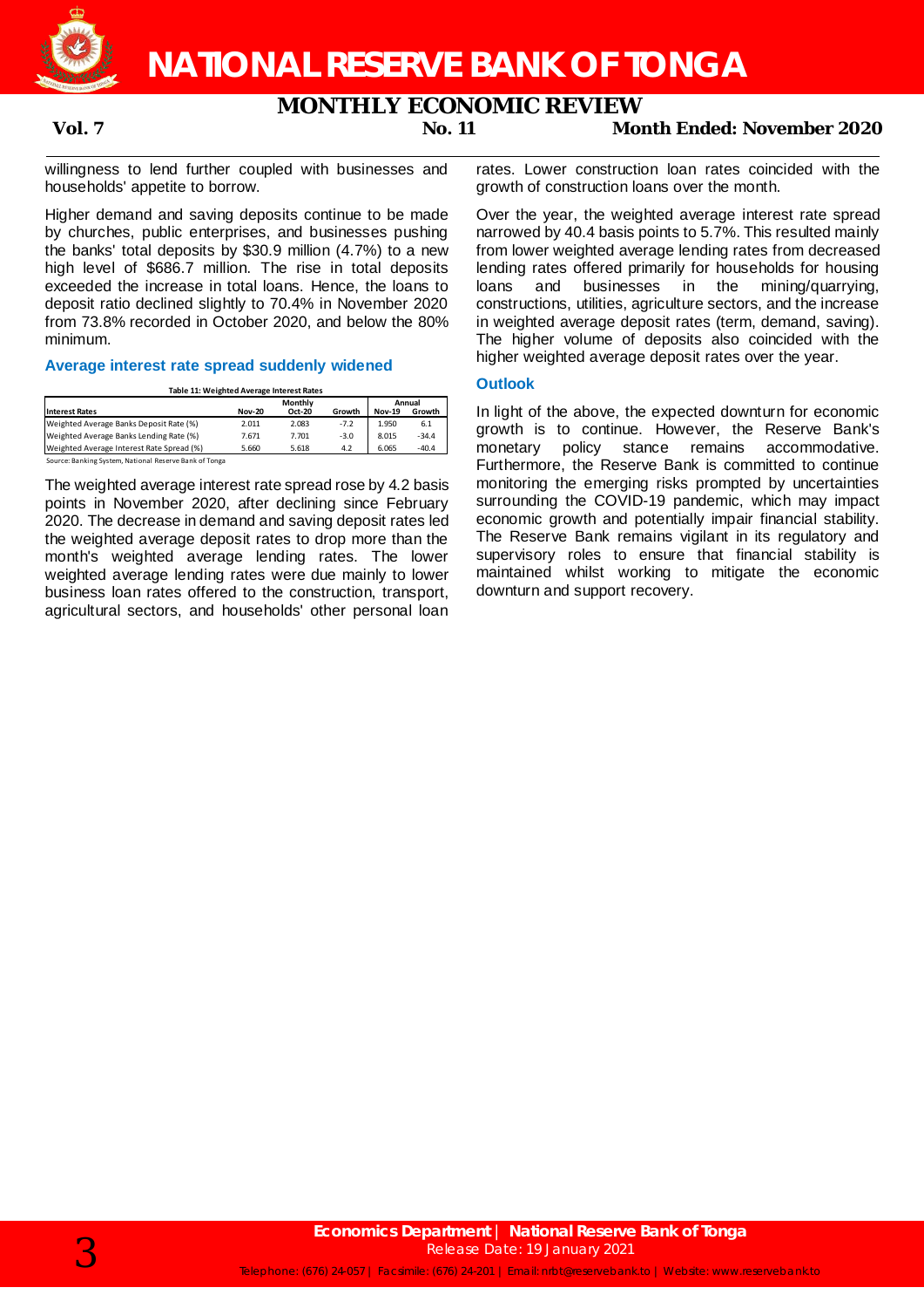willingness to lend further coupled with businesses and households' appetite to borrow.

Higher demand and saving deposits continue to be made by churches, public enterprises, and businesses pushing the banks' total deposits by $30.9 million (4.7%) to a new high level of $686.7 million. The rise in total deposits exceeded the increase in total loans. Hence, the loans to deposit ratio declined slightly to 70.4% in November 2020 from 73.8% recorded in October 2020, and below the 80% minimum.

### Average interest rate spread suddenly widened

**Table 11: Weighted Average Interest Rates**

| Interest Rates | Nov-20 | Monthly Oct-20 | Growth | Annual Nov-19 | Growth |
|---|---|---|---|---|---|
| Weighted Average Banks Deposit Rate (%) | 2.011 | 2.083 | -7.2 | 1.950 | 6.1 |
| Weighted Average Banks Lending Rate (%) | 7.671 | 7.701 | -3.0 | 8.015 | -34.4 |
| Weighted Average Interest Rate Spread (%) | 5.660 | 5.618 | 4.2 | 6.065 | -40.4 |

Source: Banking System, National Reserve Bank of Tonga

The weighted average interest rate spread rose by 4.2 basis points in November 2020, after declining since February 2020. The decrease in demand and saving deposit rates led the weighted average deposit rates to drop more than the month's weighted average lending rates. The lower weighted average lending rates were due mainly to lower business loan rates offered to the construction, transport, agricultural sectors, and households' other personal loan rates. Lower construction loan rates coincided with the growth of construction loans over the month.

Over the year, the weighted average interest rate spread narrowed by 40.4 basis points to 5.7%. This resulted mainly from lower weighted average lending rates from decreased lending rates offered primarily for households for housing loans and businesses in the mining/quarrying, constructions, utilities, agriculture sectors, and the increase in weighted average deposit rates (term, demand, saving). The higher volume of deposits also coincided with the higher weighted average deposit rates over the year.

### Outlook

In light of the above, the expected downturn for economic growth is to continue. However, the Reserve Bank's monetary policy stance remains accommodative. Furthermore, the Reserve Bank is committed to continue monitoring the emerging risks prompted by uncertainties surrounding the COVID-19 pandemic, which may impact economic growth and potentially impair financial stability. The Reserve Bank remains vigilant in its regulatory and supervisory roles to ensure that financial stability is maintained whilst working to mitigate the economic downturn and support recovery.